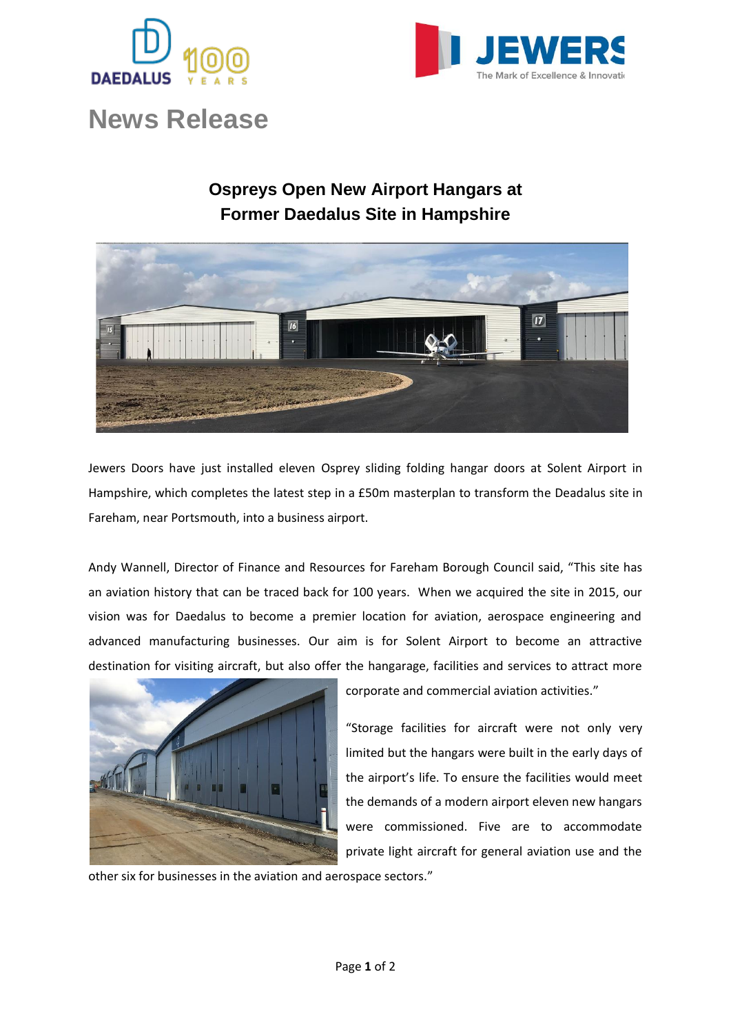# News Release

## Ospreys Open New Airport Hangars at Former Daedalus Site in Hampshire

Jewers Doors have just installed eleven Osprey sliding folding hangar doors at Solent Airport in Hampshire, which completes the latest step in a £50m masterplan to transform the Deadalus site in Fareham, near Portsmouth, into a business airport.

Andy Wannell, Director of Finance and Resources for Fareham Borough Council said, "This site has an aviation history that can be traced back for 100 years. When we acquired the site in 2015, our vision was for Daedalus to become a premier location for aviation, aerospace engineering and advanced manufacturing businesses. Our aim is for Solent Airport to become an attractive destination for visiting aircraft, but also offer the hangarage, facilities and services to attract more corporate and commercial aviation activities."

"Storage facilities for aircraft were not only very limited but the hangars were built in the early days of the airport's life. To ensure the facilities would meet the demands of a modern airport eleven new hangars were commissioned. Five are to accommodate private light aircraft for general aviation use and the other six for businesses in the aviation and aerospace sectors."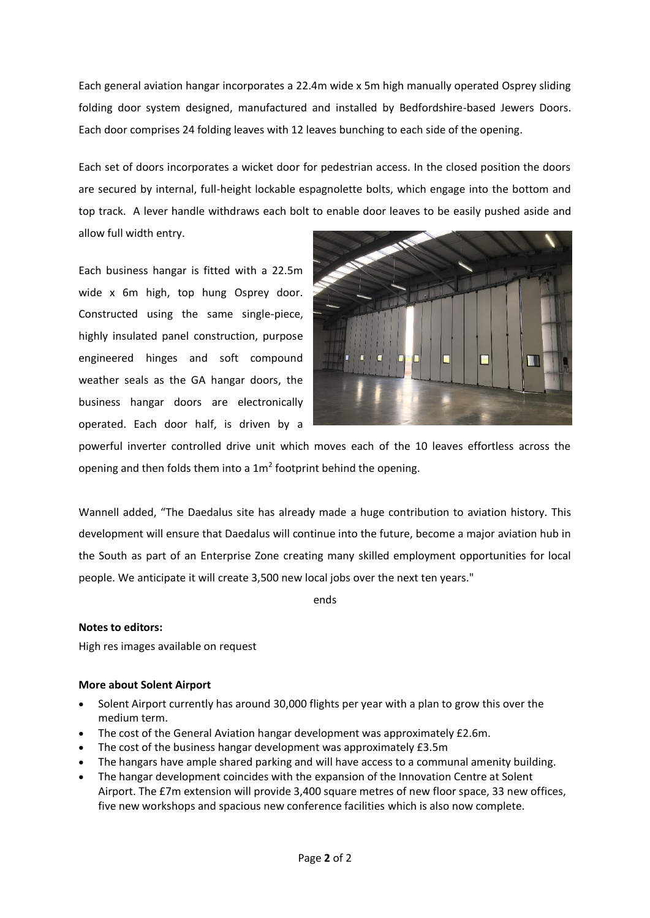Each general aviation hangar incorporates a 22.4m wide x 5m high manually operated Osprey sliding folding door system designed, manufactured and installed by Bedfordshire-based Jewers Doors. Each door comprises 24 folding leaves with 12 leaves bunching to each side of the opening.

Each set of doors incorporates a wicket door for pedestrian access. In the closed position the doors are secured by internal, full-height lockable espagnolette bolts, which engage into the bottom and top track. A lever handle withdraws each bolt to enable door leaves to be easily pushed aside and allow full width entry.

Each business hangar is fitted with a 22.5m wide x 6m high, top hung Osprey door. Constructed using the same single-piece, highly insulated panel construction, purpose engineered hinges and soft compound weather seals as the GA hangar doors, the business hangar doors are electronically operated. Each door half, is driven by a powerful inverter controlled drive unit which moves each of the 10 leaves effortless across the opening and then folds them into a $1m^2$ footprint behind the opening.

Wannell added, "The Daedalus site has already made a huge contribution to aviation history. This development will ensure that Daedalus will continue into the future, become a major aviation hub in the South as part of an Enterprise Zone creating many skilled employment opportunities for local people. We anticipate it will create 3,500 new local jobs over the next ten years."

ends

**Notes to editors:**

High res images available on request

**More about Solent Airport**

- Solent Airport currently has around 30,000 flights per year with a plan to grow this over the medium term.
- The cost of the General Aviation hangar development was approximately £2.6m.
- The cost of the business hangar development was approximately £3.5m
- The hangars have ample shared parking and will have access to a communal amenity building.
- The hangar development coincides with the expansion of the Innovation Centre at Solent Airport. The £7m extension will provide 3,400 square metres of new floor space, 33 new offices, five new workshops and spacious new conference facilities which is also now complete.